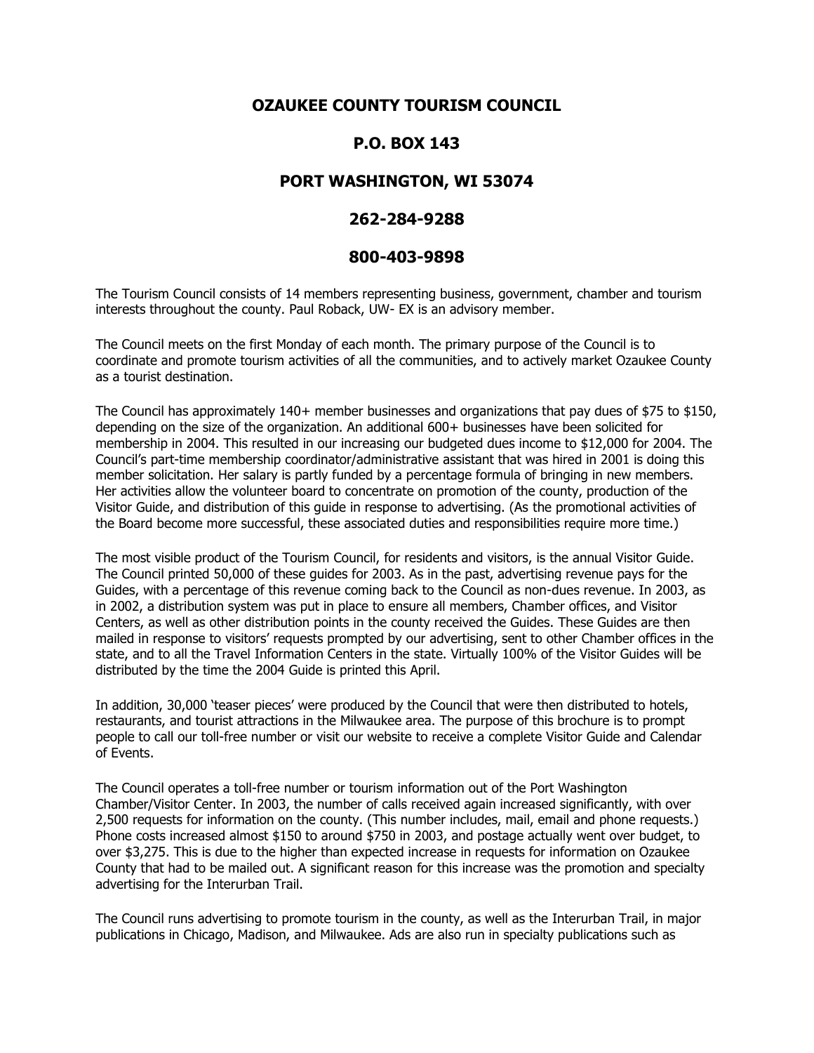# OZAUKEE COUNTY TOURISM COUNCIL

**P.O. BOX 143**

**PORT WASHINGTON, WI 53074**

**262-284-9288**

**800-403-9898**

The Tourism Council consists of 14 members representing business, government, chamber and tourism interests throughout the county. Paul Roback, UW- EX is an advisory member.

The Council meets on the first Monday of each month. The primary purpose of the Council is to coordinate and promote tourism activities of all the communities, and to actively market Ozaukee County as a tourist destination.

The Council has approximately 140+ member businesses and organizations that pay dues of $75 to $150, depending on the size of the organization. An additional 600+ businesses have been solicited for membership in 2004. This resulted in our increasing our budgeted dues income to $12,000 for 2004. The Council's part-time membership coordinator/administrative assistant that was hired in 2001 is doing this member solicitation. Her salary is partly funded by a percentage formula of bringing in new members. Her activities allow the volunteer board to concentrate on promotion of the county, production of the Visitor Guide, and distribution of this guide in response to advertising. (As the promotional activities of the Board become more successful, these associated duties and responsibilities require more time.)

The most visible product of the Tourism Council, for residents and visitors, is the annual Visitor Guide. The Council printed 50,000 of these guides for 2003. As in the past, advertising revenue pays for the Guides, with a percentage of this revenue coming back to the Council as non-dues revenue. In 2003, as in 2002, a distribution system was put in place to ensure all members, Chamber offices, and Visitor Centers, as well as other distribution points in the county received the Guides. These Guides are then mailed in response to visitors' requests prompted by our advertising, sent to other Chamber offices in the state, and to all the Travel Information Centers in the state. Virtually 100% of the Visitor Guides will be distributed by the time the 2004 Guide is printed this April.

In addition, 30,000 'teaser pieces' were produced by the Council that were then distributed to hotels, restaurants, and tourist attractions in the Milwaukee area. The purpose of this brochure is to prompt people to call our toll-free number or visit our website to receive a complete Visitor Guide and Calendar of Events.

The Council operates a toll-free number or tourism information out of the Port Washington Chamber/Visitor Center. In 2003, the number of calls received again increased significantly, with over 2,500 requests for information on the county. (This number includes, mail, email and phone requests.) Phone costs increased almost $150 to around $750 in 2003, and postage actually went over budget, to over $3,275. This is due to the higher than expected increase in requests for information on Ozaukee County that had to be mailed out. A significant reason for this increase was the promotion and specialty advertising for the Interurban Trail.

The Council runs advertising to promote tourism in the county, as well as the Interurban Trail, in major publications in Chicago, Madison, and Milwaukee. Ads are also run in specialty publications such as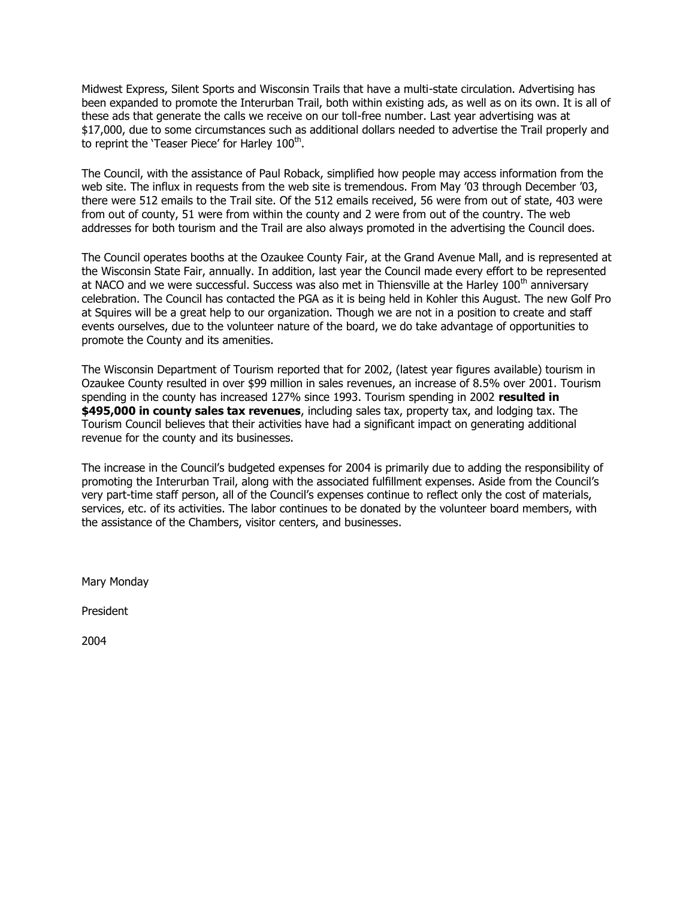Midwest Express, Silent Sports and Wisconsin Trails that have a multi-state circulation. Advertising has been expanded to promote the Interurban Trail, both within existing ads, as well as on its own. It is all of these ads that generate the calls we receive on our toll-free number. Last year advertising was at $17,000, due to some circumstances such as additional dollars needed to advertise the Trail properly and to reprint the 'Teaser Piece' for Harley 100th.

The Council, with the assistance of Paul Roback, simplified how people may access information from the web site. The influx in requests from the web site is tremendous. From May '03 through December '03, there were 512 emails to the Trail site. Of the 512 emails received, 56 were from out of state, 403 were from out of county, 51 were from within the county and 2 were from out of the country. The web addresses for both tourism and the Trail are also always promoted in the advertising the Council does.

The Council operates booths at the Ozaukee County Fair, at the Grand Avenue Mall, and is represented at the Wisconsin State Fair, annually. In addition, last year the Council made every effort to be represented at NACO and we were successful. Success was also met in Thiensville at the Harley 100th anniversary celebration. The Council has contacted the PGA as it is being held in Kohler this August. The new Golf Pro at Squires will be a great help to our organization. Though we are not in a position to create and staff events ourselves, due to the volunteer nature of the board, we do take advantage of opportunities to promote the County and its amenities.

The Wisconsin Department of Tourism reported that for 2002, (latest year figures available) tourism in Ozaukee County resulted in over $99 million in sales revenues, an increase of 8.5% over 2001. Tourism spending in the county has increased 127% since 1993. Tourism spending in 2002 **resulted in $495,000 in county sales tax revenues**, including sales tax, property tax, and lodging tax. The Tourism Council believes that their activities have had a significant impact on generating additional revenue for the county and its businesses.

The increase in the Council's budgeted expenses for 2004 is primarily due to adding the responsibility of promoting the Interurban Trail, along with the associated fulfillment expenses. Aside from the Council's very part-time staff person, all of the Council's expenses continue to reflect only the cost of materials, services, etc. of its activities. The labor continues to be donated by the volunteer board members, with the assistance of the Chambers, visitor centers, and businesses.

Mary Monday

President

2004